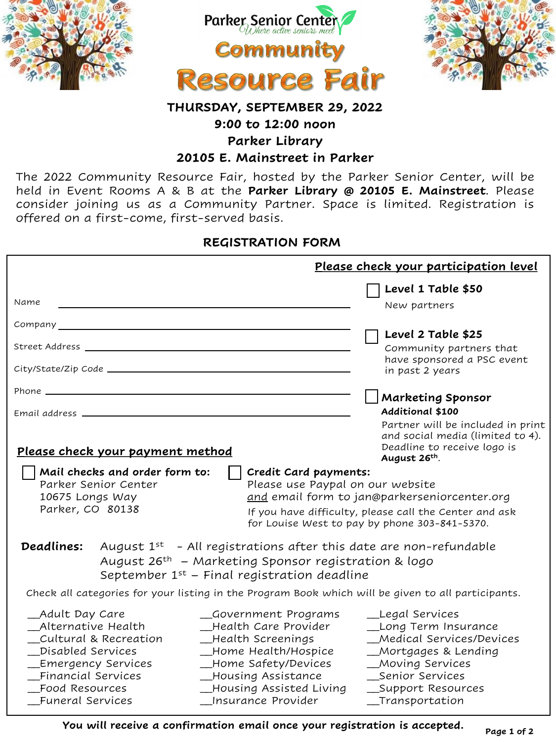Parker Senior Center
*Where active seniors meet*

# Community Resource Fair

**THURSDAY, SEPTEMBER 29, 2022**
**9:00 to 12:00 noon**
**Parker Library**
**20105 E. Mainstreet in Parker**

The 2022 Community Resource Fair, hosted by the Parker Senior Center, will be held in Event Rooms A & B at the **Parker Library @ 20105 E. Mainstreet**. Please consider joining us as a Community Partner. Space is limited. Registration is offered on a first-come, first-served basis.

## REGISTRATION FORM

Name ______________________________

Company ______________________________

Street Address ______________________________

City/State/Zip Code ______________________________

Phone ______________________________

Email address ______________________________

**Please check your participation level**

- ☐ **Level 1 Table $50**
  New partners
- ☐ **Level 2 Table $25**
  Community partners that have sponsored a PSC event in past 2 years
- ☐ **Marketing Sponsor**
  **Additional $100**
  Partner will be included in print and social media (limited to 4). Deadline to receive logo is **August 26th**.

**Please check your payment method**

- ☐ **Mail checks and order form to:**
  Parker Senior Center
  10675 Longs Way
  Parker, CO 80138
- ☐ **Credit Card payments:**
  Please use Paypal on our website
  and email form to jan@parkerseniorcenter.org
  If you have difficulty, please call the Center and ask for Louise West to pay by phone 303-841-5370.

**Deadlines:**
August 1st – All registrations after this date are non-refundable
August 26th – Marketing Sponsor registration & logo
September 1st – Final registration deadline

Check all categories for your listing in the Program Book which will be given to all participants.

| | | |
|---|---|---|
| __Adult Day Care | __Government Programs | __Legal Services |
| __Alternative Health | __Health Care Provider | __Long Term Insurance |
| __Cultural & Recreation | __Health Screenings | __Medical Services/Devices |
| __Disabled Services | __Home Health/Hospice | __Mortgages & Lending |
| __Emergency Services | __Home Safety/Devices | __Moving Services |
| __Financial Services | __Housing Assistance | __Senior Services |
| __Food Resources | __Housing Assisted Living | __Support Resources |
| __Funeral Services | __Insurance Provider | __Transportation |

**You will receive a confirmation email once your registration is accepted.**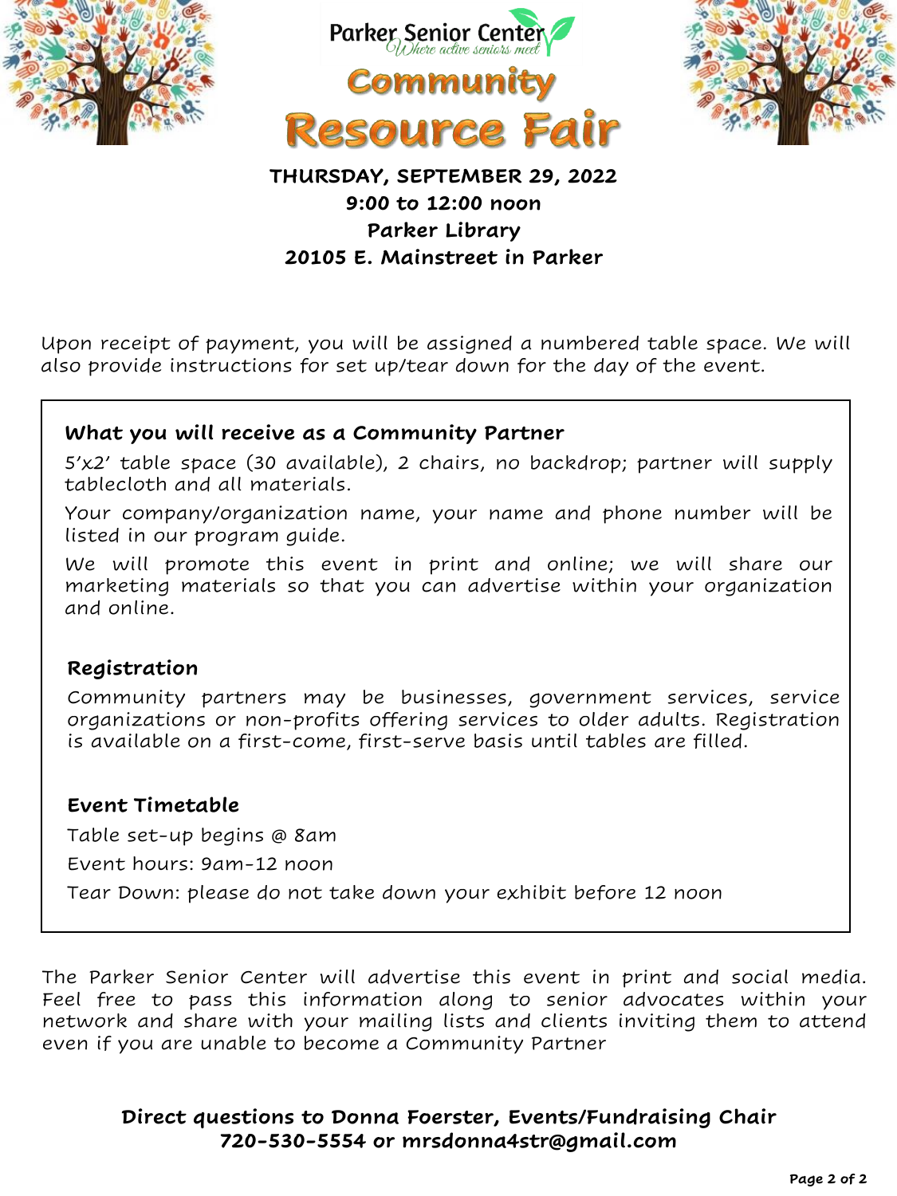Parker Senior Center

*Where active seniors meet*

# Community Resource Fair

**THURSDAY, SEPTEMBER 29, 2022**
**9:00 to 12:00 noon**
**Parker Library**
**20105 E. Mainstreet in Parker**

Upon receipt of payment, you will be assigned a numbered table space. We will also provide instructions for set up/tear down for the day of the event.

## What you will receive as a Community Partner

5'x2' table space (30 available), 2 chairs, no backdrop; partner will supply tablecloth and all materials.

Your company/organization name, your name and phone number will be listed in our program guide.

We will promote this event in print and online; we will share our marketing materials so that you can advertise within your organization and online.

## Registration

Community partners may be businesses, government services, service organizations or non-profits offering services to older adults. Registration is available on a first-come, first-serve basis until tables are filled.

## Event Timetable

Table set-up begins @ 8am

Event hours: 9am-12 noon

Tear Down: please do not take down your exhibit before 12 noon

The Parker Senior Center will advertise this event in print and social media. Feel free to pass this information along to senior advocates within your network and share with your mailing lists and clients inviting them to attend even if you are unable to become a Community Partner

**Direct questions to Donna Foerster, Events/Fundraising Chair**
**720-530-5554 or mrsdonna4str@gmail.com**